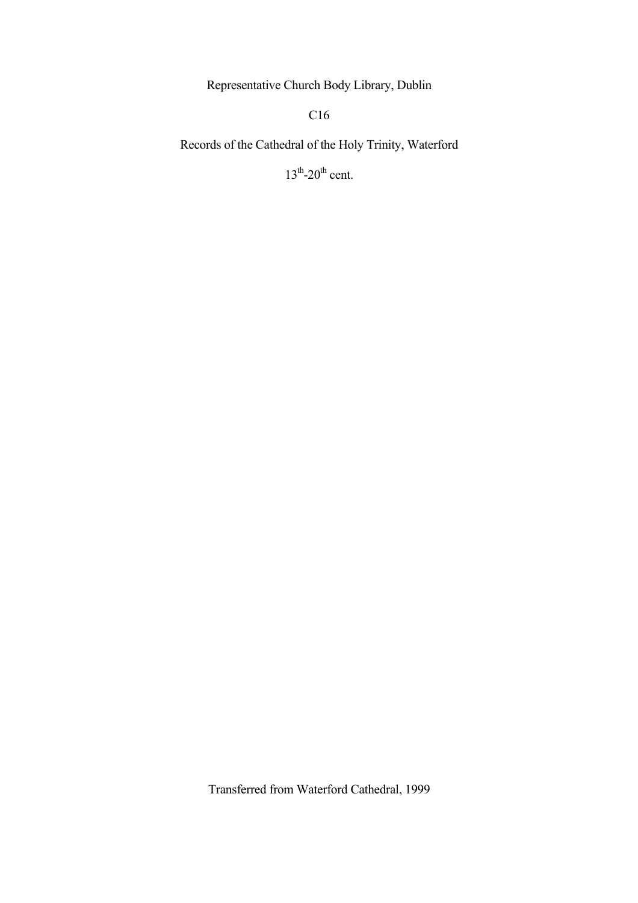Representative Church Body Library, Dublin

C16

Records of the Cathedral of the Holy Trinity, Waterford

13th-20th cent.

Transferred from Waterford Cathedral, 1999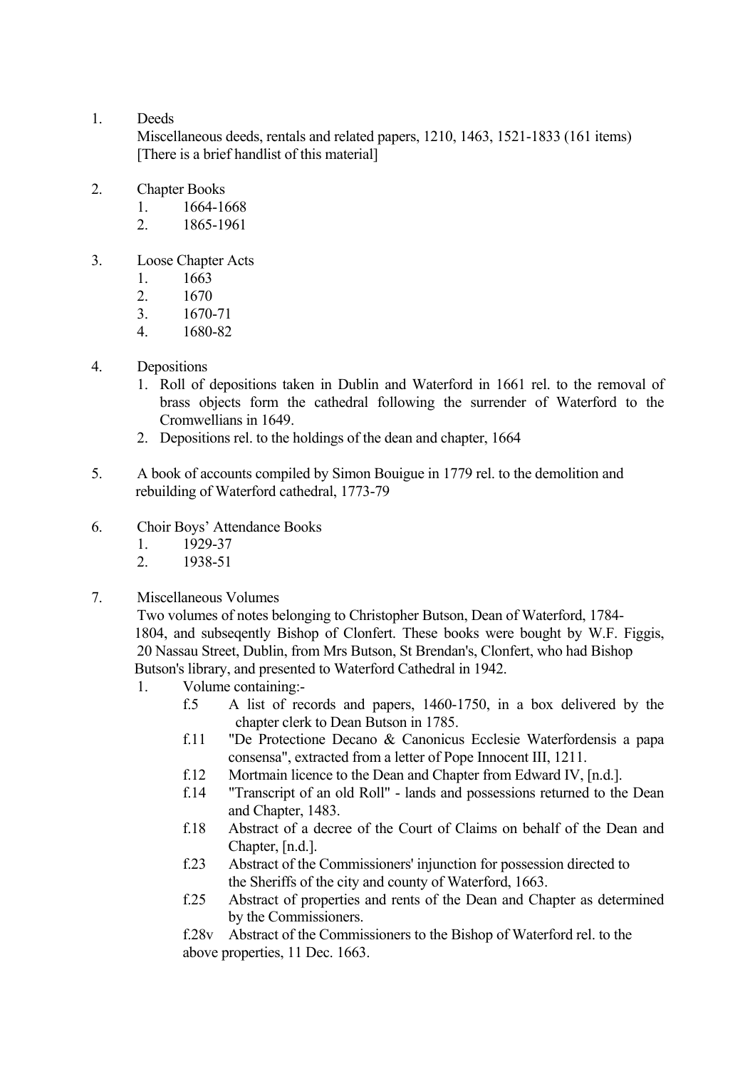1. Deeds

   Miscellaneous deeds, rentals and related papers, 1210, 1463, 1521-1833 (161 items) [There is a brief handlist of this material]

2. Chapter Books
   1. 1664-1668
   2. 1865-1961

3. Loose Chapter Acts
   1. 1663
   2. 1670
   3. 1670-71
   4. 1680-82

4. Depositions
   1. Roll of depositions taken in Dublin and Waterford in 1661 rel. to the removal of brass objects form the cathedral following the surrender of Waterford to the Cromwellians in 1649.
   2. Depositions rel. to the holdings of the dean and chapter, 1664

5. A book of accounts compiled by Simon Bouigue in 1779 rel. to the demolition and rebuilding of Waterford cathedral, 1773-79

6. Choir Boys' Attendance Books
   1. 1929-37
   2. 1938-51

7. Miscellaneous Volumes

   Two volumes of notes belonging to Christopher Butson, Dean of Waterford, 1784-1804, and subseqently Bishop of Clonfert. These books were bought by W.F. Figgis, 20 Nassau Street, Dublin, from Mrs Butson, St Brendan's, Clonfert, who had Bishop Butson's library, and presented to Waterford Cathedral in 1942.

   1. Volume containing:-

      f.5 A list of records and papers, 1460-1750, in a box delivered by the chapter clerk to Dean Butson in 1785.

      f.11 "De Protectione Decano & Canonicus Ecclesie Waterfordensis a papa consensa", extracted from a letter of Pope Innocent III, 1211.

      f.12 Mortmain licence to the Dean and Chapter from Edward IV, [n.d.].

      f.14 "Transcript of an old Roll" - lands and possessions returned to the Dean and Chapter, 1483.

      f.18 Abstract of a decree of the Court of Claims on behalf of the Dean and Chapter, [n.d.].

      f.23 Abstract of the Commissioners' injunction for possession directed to the Sheriffs of the city and county of Waterford, 1663.

      f.25 Abstract of properties and rents of the Dean and Chapter as determined by the Commissioners.

      f.28v Abstract of the Commissioners to the Bishop of Waterford rel. to the above properties, 11 Dec. 1663.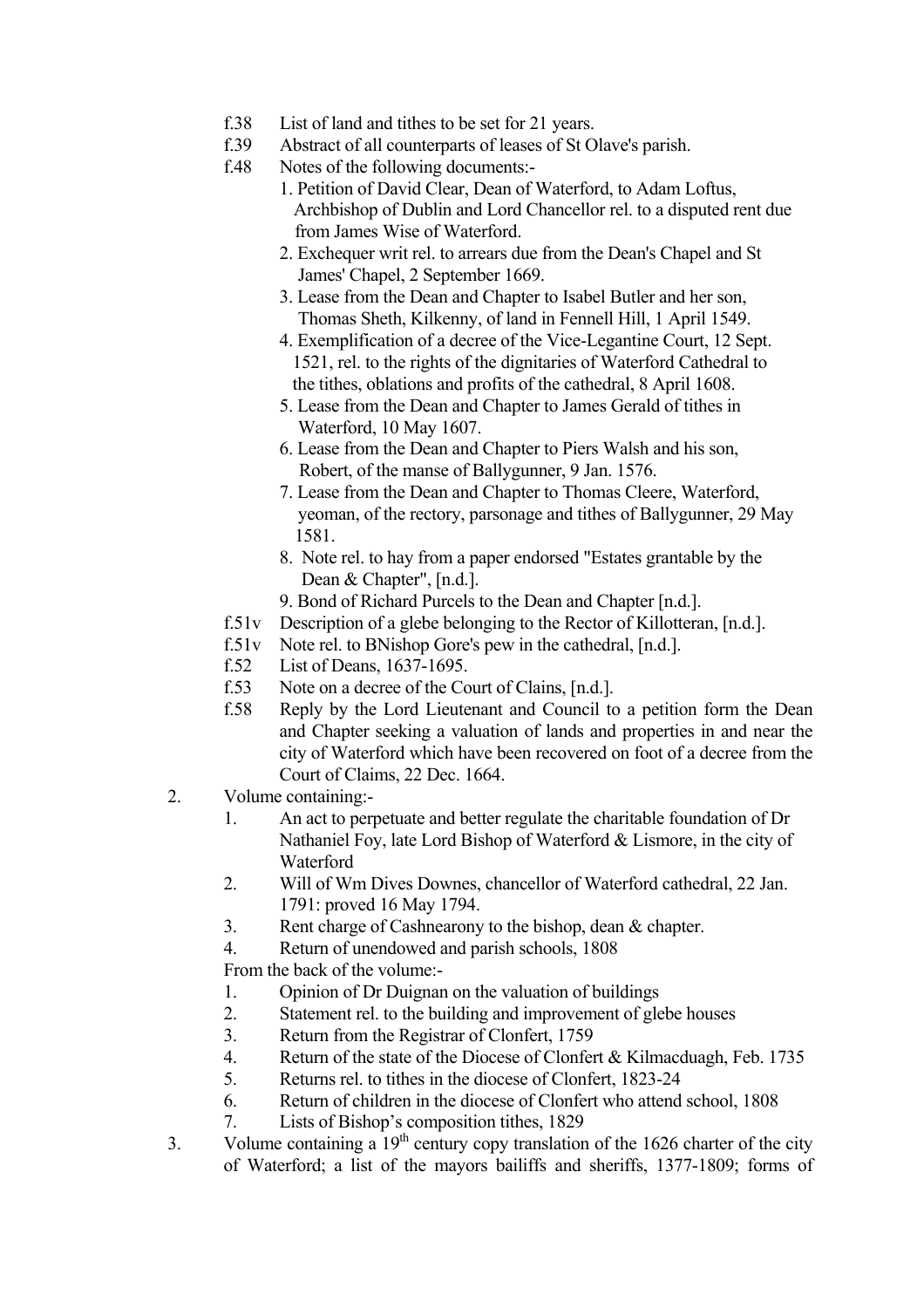f.38 List of land and tithes to be set for 21 years.

f.39 Abstract of all counterparts of leases of St Olave's parish.

f.48 Notes of the following documents:-

1. Petition of David Clear, Dean of Waterford, to Adam Loftus, Archbishop of Dublin and Lord Chancellor rel. to a disputed rent due from James Wise of Waterford.
2. Exchequer writ rel. to arrears due from the Dean's Chapel and St James' Chapel, 2 September 1669.
3. Lease from the Dean and Chapter to Isabel Butler and her son, Thomas Sheth, Kilkenny, of land in Fennell Hill, 1 April 1549.
4. Exemplification of a decree of the Vice-Legantine Court, 12 Sept. 1521, rel. to the rights of the dignitaries of Waterford Cathedral to the tithes, oblations and profits of the cathedral, 8 April 1608.
5. Lease from the Dean and Chapter to James Gerald of tithes in Waterford, 10 May 1607.
6. Lease from the Dean and Chapter to Piers Walsh and his son, Robert, of the manse of Ballygunner, 9 Jan. 1576.
7. Lease from the Dean and Chapter to Thomas Cleere, Waterford, yeoman, of the rectory, parsonage and tithes of Ballygunner, 29 May 1581.
8. Note rel. to hay from a paper endorsed "Estates grantable by the Dean & Chapter", [n.d.].
9. Bond of Richard Purcels to the Dean and Chapter [n.d.].

f.51v Description of a glebe belonging to the Rector of Killotteran, [n.d.].

f.51v Note rel. to BNishop Gore's pew in the cathedral, [n.d.].

f.52 List of Deans, 1637-1695.

f.53 Note on a decree of the Court of Clains, [n.d.].

f.58 Reply by the Lord Lieutenant and Council to a petition form the Dean and Chapter seeking a valuation of lands and properties in and near the city of Waterford which have been recovered on foot of a decree from the Court of Claims, 22 Dec. 1664.

2. Volume containing:-
   1. An act to perpetuate and better regulate the charitable foundation of Dr Nathaniel Foy, late Lord Bishop of Waterford & Lismore, in the city of Waterford
   2. Will of Wm Dives Downes, chancellor of Waterford cathedral, 22 Jan. 1791: proved 16 May 1794.
   3. Rent charge of Cashnearony to the bishop, dean & chapter.
   4. Return of unendowed and parish schools, 1808

   From the back of the volume:-
   1. Opinion of Dr Duignan on the valuation of buildings
   2. Statement rel. to the building and improvement of glebe houses
   3. Return from the Registrar of Clonfert, 1759
   4. Return of the state of the Diocese of Clonfert & Kilmacduagh, Feb. 1735
   5. Returns rel. to tithes in the diocese of Clonfert, 1823-24
   6. Return of children in the diocese of Clonfert who attend school, 1808
   7. Lists of Bishop's composition tithes, 1829

3. Volume containing a 19th century copy translation of the 1626 charter of the city of Waterford; a list of the mayors bailiffs and sheriffs, 1377-1809; forms of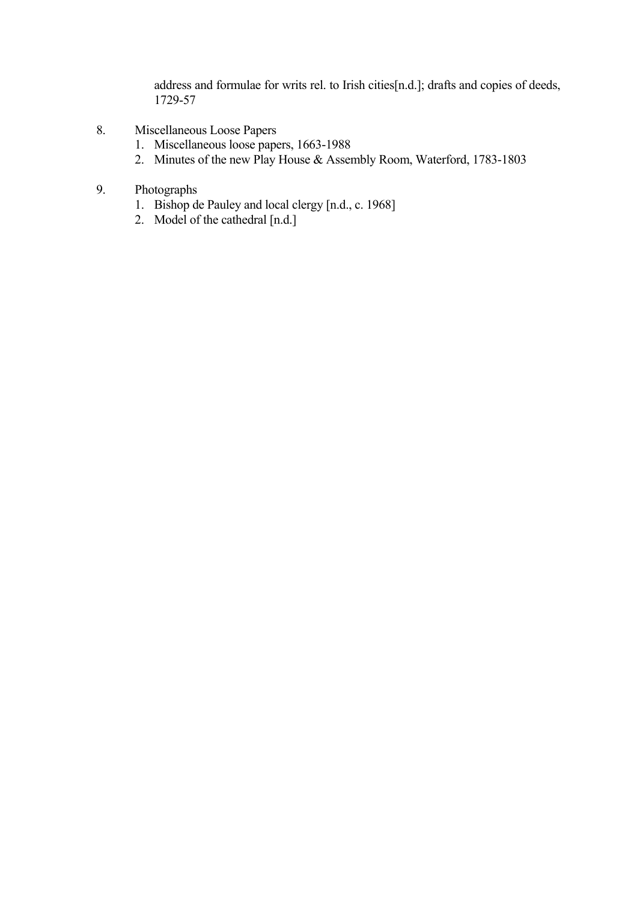address and formulae for writs rel. to Irish cities[n.d.]; drafts and copies of deeds, 1729-57

8. Miscellaneous Loose Papers
    1. Miscellaneous loose papers, 1663-1988
    2. Minutes of the new Play House & Assembly Room, Waterford, 1783-1803

9. Photographs
    1. Bishop de Pauley and local clergy [n.d., c. 1968]
    2. Model of the cathedral [n.d.]